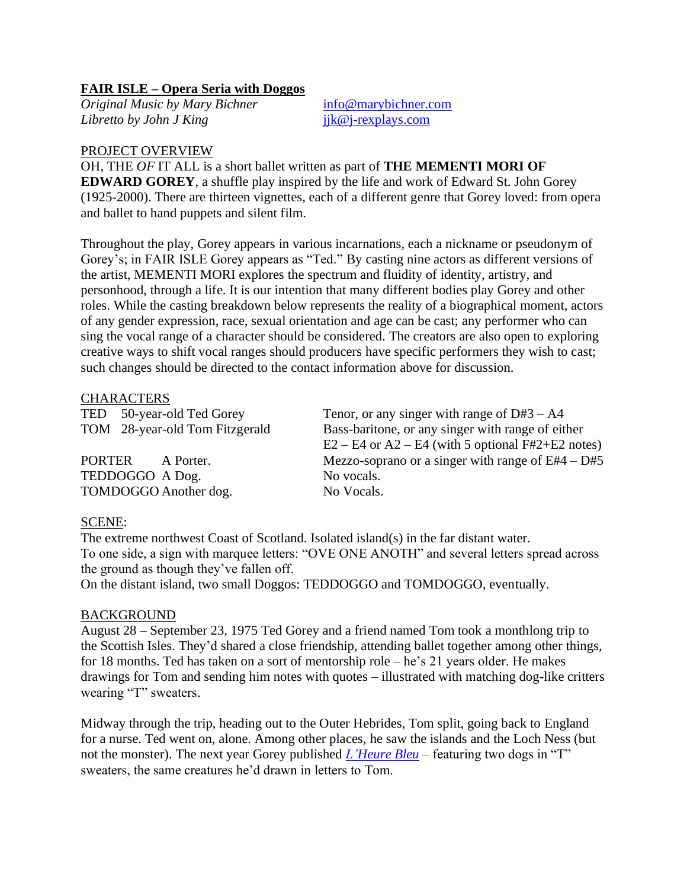## FAIR ISLE – Opera Seria with Doggos

*Original Music by Mary Bichner* info@marybichner.com
*Libretto by John J King* jjk@j-rexplays.com

### PROJECT OVERVIEW

OH, THE *OF* IT ALL is a short ballet written as part of **THE MEMENTI MORI OF EDWARD GOREY**, a shuffle play inspired by the life and work of Edward St. John Gorey (1925-2000). There are thirteen vignettes, each of a different genre that Gorey loved: from opera and ballet to hand puppets and silent film.

Throughout the play, Gorey appears in various incarnations, each a nickname or pseudonym of Gorey's; in FAIR ISLE Gorey appears as "Ted." By casting nine actors as different versions of the artist, MEMENTI MORI explores the spectrum and fluidity of identity, artistry, and personhood, through a life. It is our intention that many different bodies play Gorey and other roles. While the casting breakdown below represents the reality of a biographical moment, actors of any gender expression, race, sexual orientation and age can be cast; any performer who can sing the vocal range of a character should be considered. The creators are also open to exploring creative ways to shift vocal ranges should producers have specific performers they wish to cast; such changes should be directed to the contact information above for discussion.

### CHARACTERS

| Character | Description | Voice |
|---|---|---|
| TED | 50-year-old Ted Gorey | Tenor, or any singer with range of D#3 – A4 |
| TOM | 28-year-old Tom Fitzgerald | Bass-baritone, or any singer with range of either E2 – E4 or A2 – E4 (with 5 optional F#2+E2 notes) |
| PORTER | A Porter. | Mezzo-soprano or a singer with range of E#4 – D#5 |
| TEDDOGGO | A Dog. | No vocals. |
| TOMDOGGO | Another dog. | No Vocals. |

### SCENE:

The extreme northwest Coast of Scotland. Isolated island(s) in the far distant water.
To one side, a sign with marquee letters: "OVE ONE ANOTH" and several letters spread across the ground as though they've fallen off.
On the distant island, two small Doggos: TEDDOGGO and TOMDOGGO, eventually.

### BACKGROUND

August 28 – September 23, 1975 Ted Gorey and a friend named Tom took a monthlong trip to the Scottish Isles. They'd shared a close friendship, attending ballet together among other things, for 18 months. Ted has taken on a sort of mentorship role – he's 21 years older. He makes drawings for Tom and sending him notes with quotes – illustrated with matching dog-like critters wearing "T" sweaters.

Midway through the trip, heading out to the Outer Hebrides, Tom split, going back to England for a nurse. Ted went on, alone. Among other places, he saw the islands and the Loch Ness (but not the monster). The next year Gorey published *L'Heure Bleu* – featuring two dogs in "T" sweaters, the same creatures he'd drawn in letters to Tom.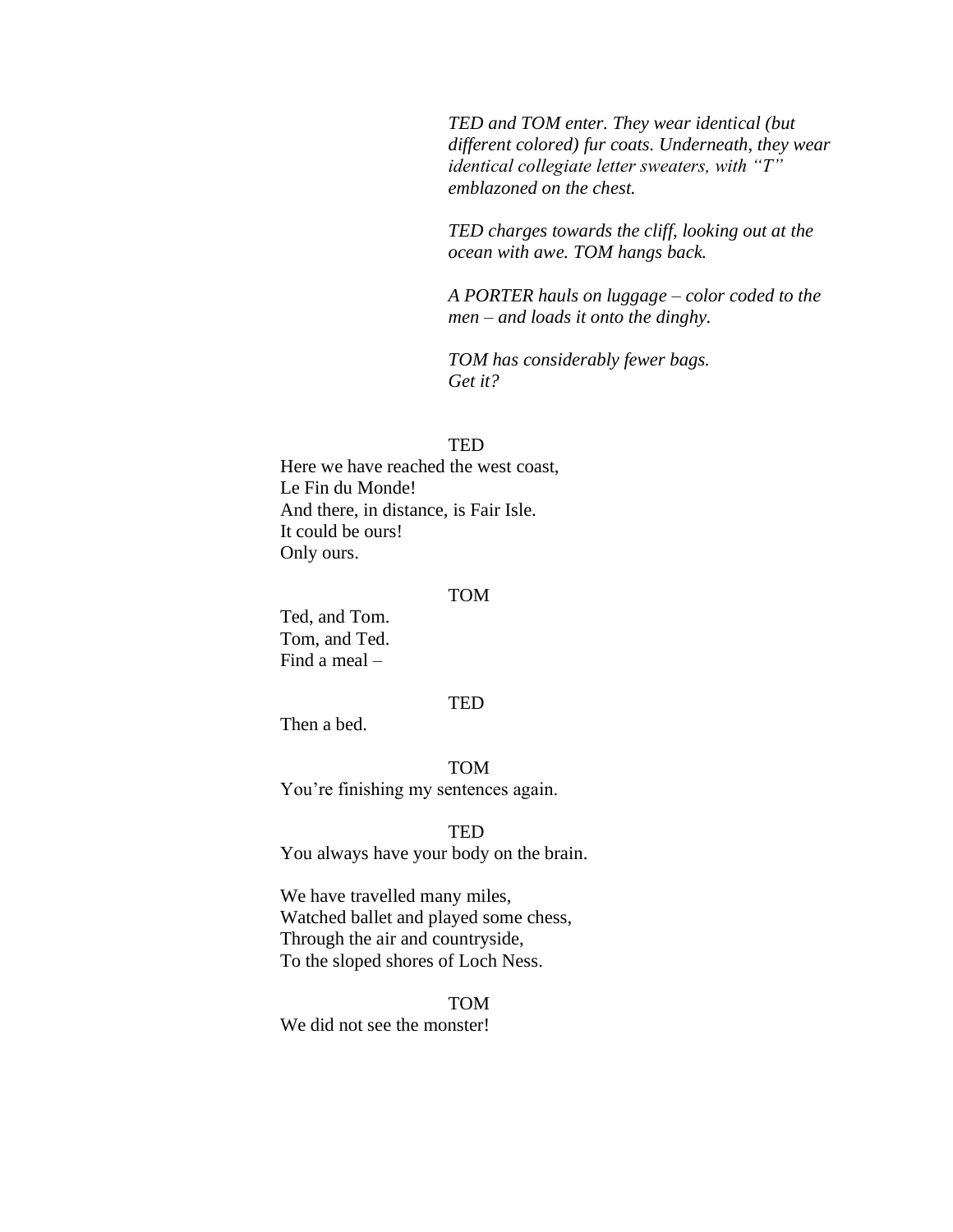*TED and TOM enter. They wear identical (but different colored) fur coats. Underneath, they wear identical collegiate letter sweaters, with "T" emblazoned on the chest.*

*TED charges towards the cliff, looking out at the ocean with awe. TOM hangs back.*

*A PORTER hauls on luggage – color coded to the men – and loads it onto the dinghy.*

*TOM has considerably fewer bags.*
*Get it?*

TED

Here we have reached the west coast,
Le Fin du Monde!
And there, in distance, is Fair Isle.
It could be ours!
Only ours.

TOM

Ted, and Tom.
Tom, and Ted.
Find a meal –

TED

Then a bed.

TOM

You're finishing my sentences again.

TED

You always have your body on the brain.

We have travelled many miles,
Watched ballet and played some chess,
Through the air and countryside,
To the sloped shores of Loch Ness.

TOM

We did not see the monster!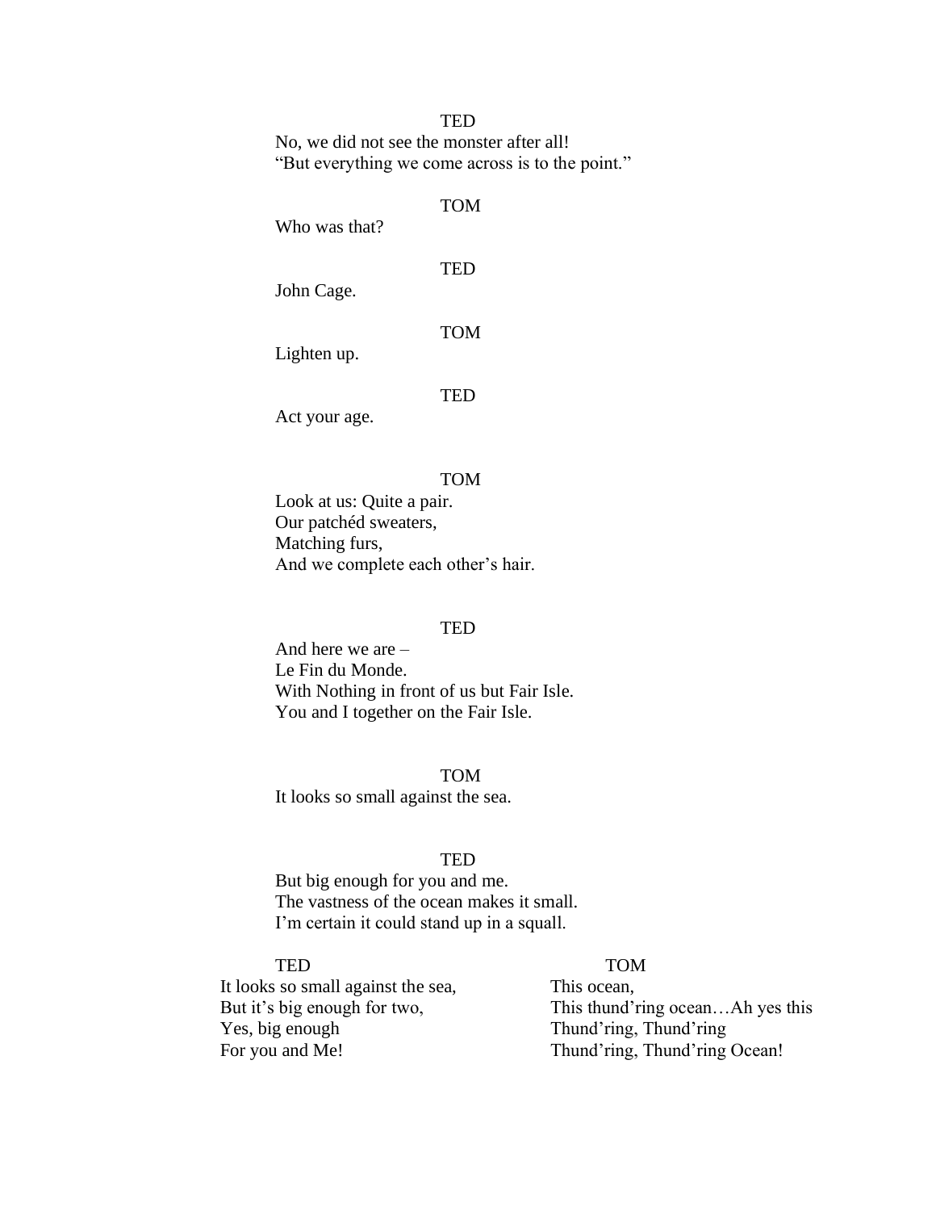TED

No, we did not see the monster after all!
"But everything we come across is to the point."

TOM

Who was that?

TED

John Cage.

TOM

Lighten up.

TED

Act your age.

TOM

Look at us: Quite a pair.
Our patchéd sweaters,
Matching furs,
And we complete each other's hair.

TED

And here we are –
Le Fin du Monde.
With Nothing in front of us but Fair Isle.
You and I together on the Fair Isle.

TOM

It looks so small against the sea.

TED

But big enough for you and me.
The vastness of the ocean makes it small.
I'm certain it could stand up in a squall.

TED

It looks so small against the sea,
But it's big enough for two,
Yes, big enough
For you and Me!

TOM

This ocean,
This thund'ring ocean…Ah yes this
Thund'ring, Thund'ring
Thund'ring, Thund'ring Ocean!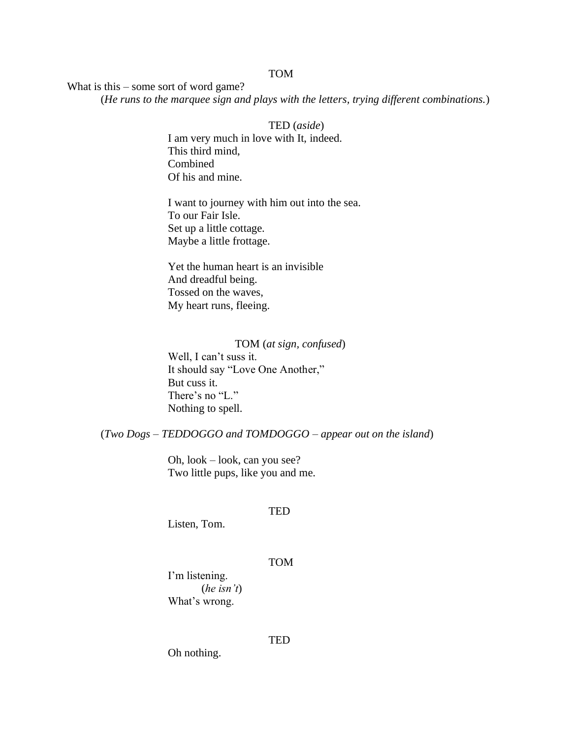TOM

What is this – some sort of word game?

(*He runs to the marquee sign and plays with the letters, trying different combinations.*)

TED (*aside*)

I am very much in love with It, indeed.
This third mind,
Combined
Of his and mine.

I want to journey with him out into the sea.
To our Fair Isle.
Set up a little cottage.
Maybe a little frottage.

Yet the human heart is an invisible
And dreadful being.
Tossed on the waves,
My heart runs, fleeing.

TOM (*at sign, confused*)

Well, I can't suss it.
It should say "Love One Another,"
But cuss it.
There's no "L."
Nothing to spell.

(*Two Dogs – TEDDOGGO and TOMDOGGO – appear out on the island*)

Oh, look – look, can you see?
Two little pups, like you and me.

TED

Listen, Tom.

TOM

I'm listening.
(*he isn't*)
What's wrong.

TED

Oh nothing.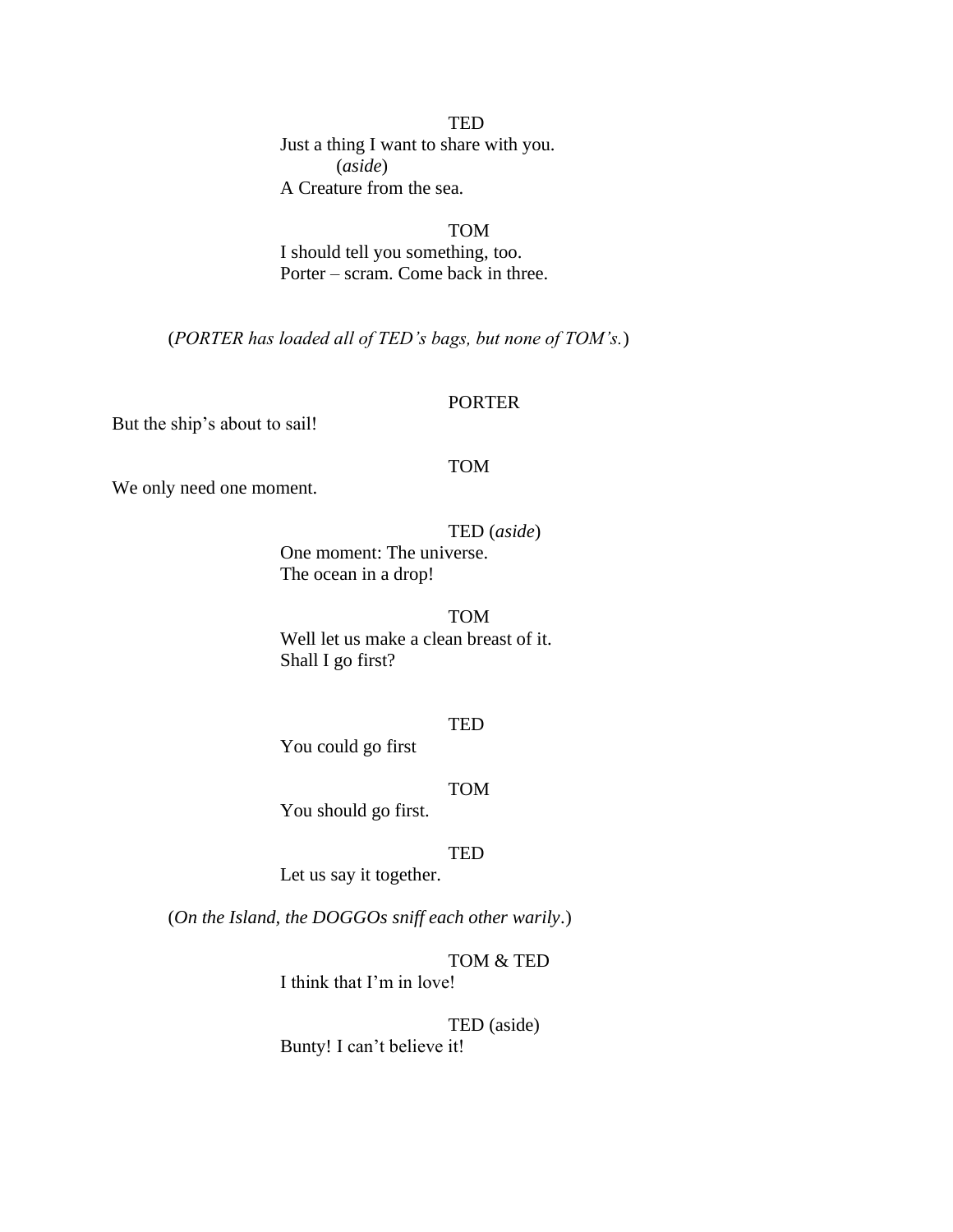TED

Just a thing I want to share with you.

(*aside*)

A Creature from the sea.

TOM

I should tell you something, too.
Porter – scram. Come back in three.

(*PORTER has loaded all of TED's bags, but none of TOM's.*)

PORTER

But the ship's about to sail!

TOM

We only need one moment.

TED (*aside*)

One moment: The universe.
The ocean in a drop!

TOM

Well let us make a clean breast of it.
Shall I go first?

TED

You could go first

TOM

You should go first.

TED

Let us say it together.

(*On the Island, the DOGGOs sniff each other warily*.)

TOM & TED

I think that I'm in love!

TED (aside)

Bunty! I can't believe it!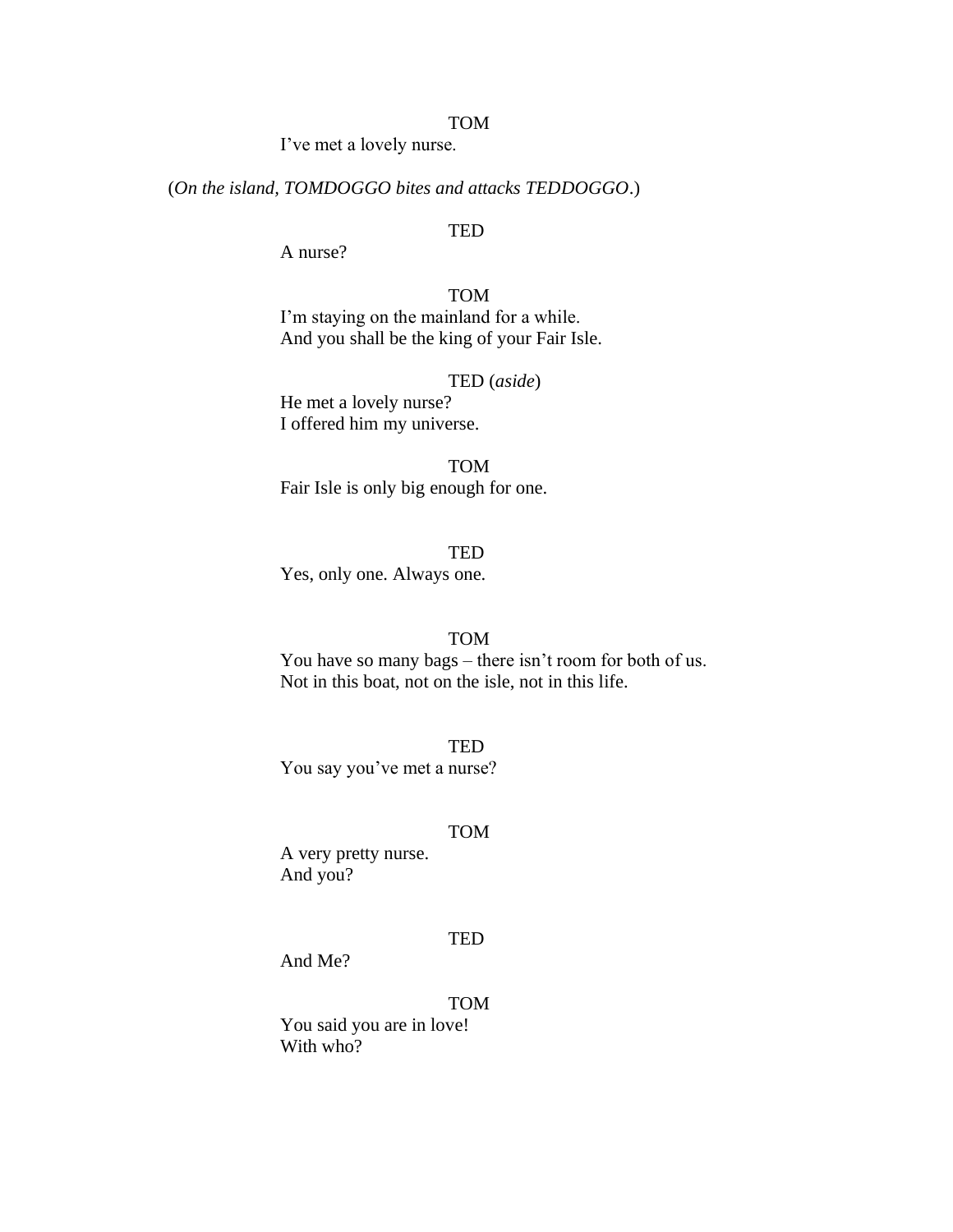TOM

I've met a lovely nurse.

(*On the island, TOMDOGGO bites and attacks TEDDOGGO*.)

TED

A nurse?

TOM

I'm staying on the mainland for a while.
And you shall be the king of your Fair Isle.

TED (*aside*)

He met a lovely nurse?
I offered him my universe.

TOM

Fair Isle is only big enough for one.

TED

Yes, only one. Always one.

TOM

You have so many bags – there isn't room for both of us.
Not in this boat, not on the isle, not in this life.

TED

You say you've met a nurse?

TOM

A very pretty nurse.
And you?

TED

And Me?

TOM

You said you are in love!
With who?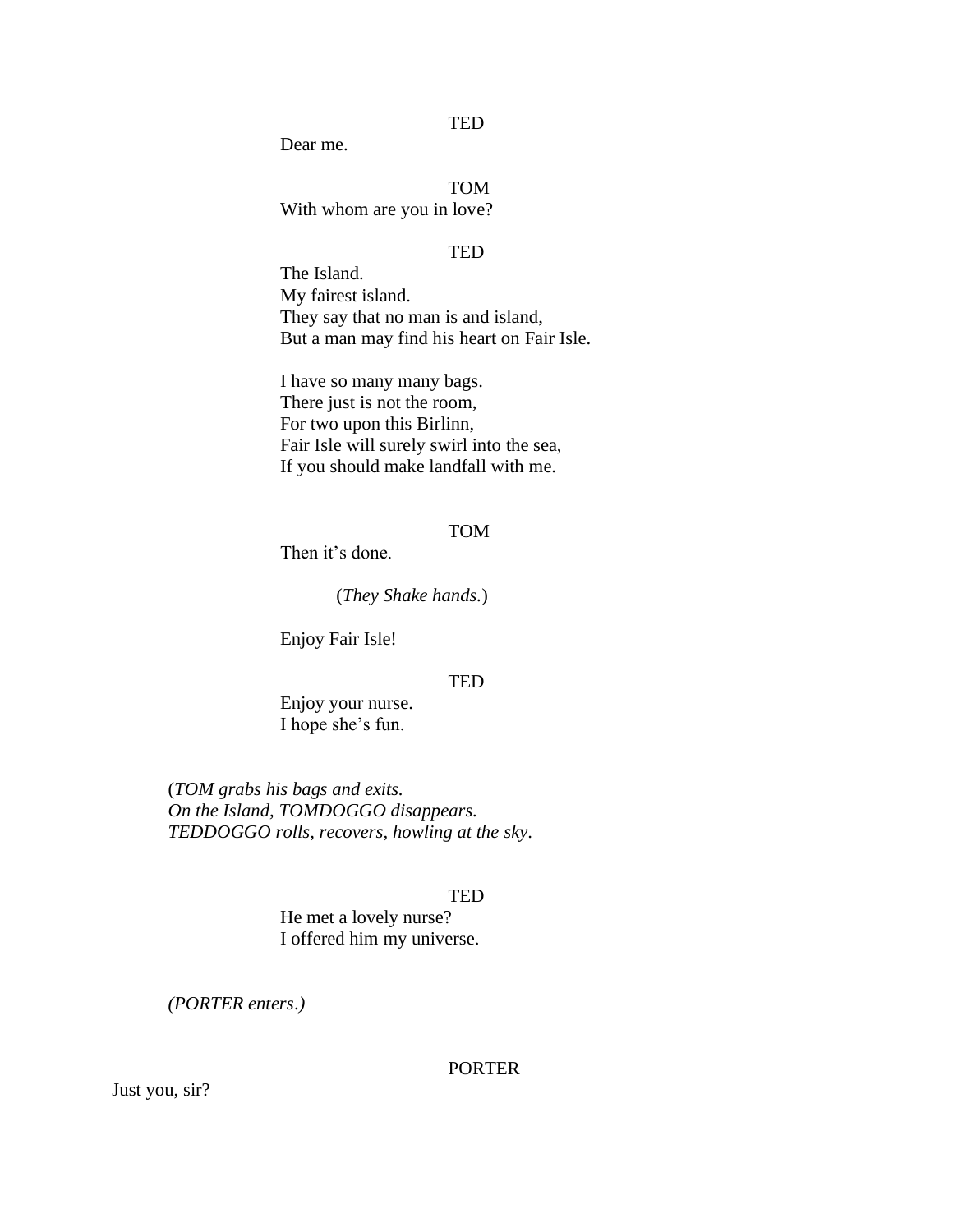TED

Dear me.

TOM

With whom are you in love?

TED

The Island.
My fairest island.
They say that no man is and island,
But a man may find his heart on Fair Isle.

I have so many many bags.
There just is not the room,
For two upon this Birlinn,
Fair Isle will surely swirl into the sea,
If you should make landfall with me.

TOM

Then it's done.

(*They Shake hands.*)

Enjoy Fair Isle!

TED

Enjoy your nurse.
I hope she's fun.

(*TOM grabs his bags and exits.
On the Island, TOMDOGGO disappears.
TEDDOGGO rolls, recovers, howling at the sky.*

TED

He met a lovely nurse?
I offered him my universe.

*(PORTER enters.)*

PORTER

Just you, sir?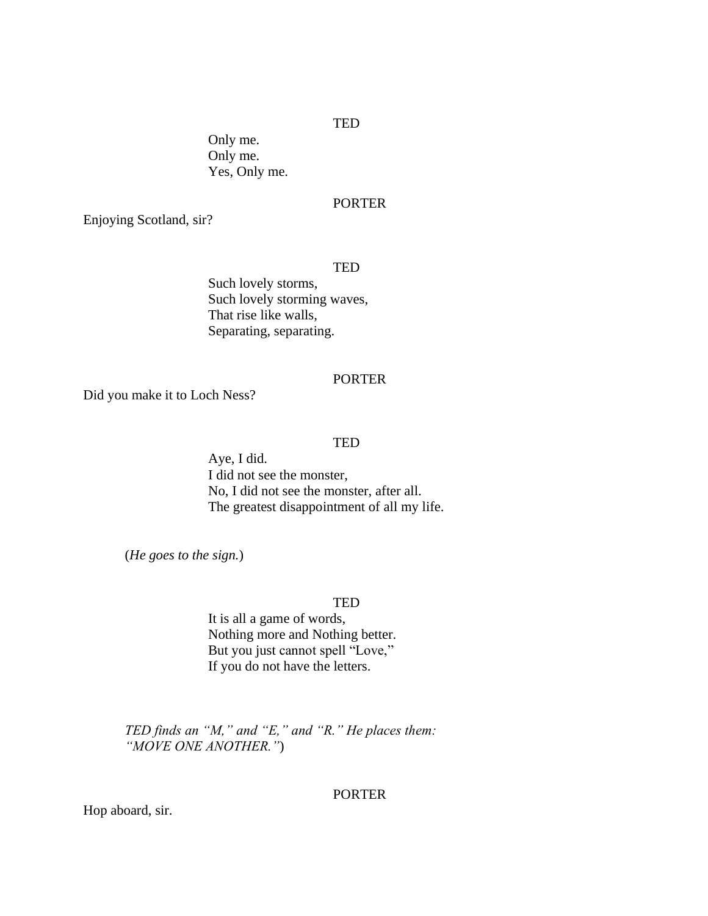TED

Only me.
Only me.
Yes, Only me.

PORTER

Enjoying Scotland, sir?

TED

Such lovely storms,
Such lovely storming waves,
That rise like walls,
Separating, separating.

PORTER

Did you make it to Loch Ness?

TED

Aye, I did.
I did not see the monster,
No, I did not see the monster, after all.
The greatest disappointment of all my life.

(*He goes to the sign.*)

TED

It is all a game of words,
Nothing more and Nothing better.
But you just cannot spell "Love,"
If you do not have the letters.

*TED finds an "M," and "E," and "R." He places them: "MOVE ONE ANOTHER."*)

PORTER

Hop aboard, sir.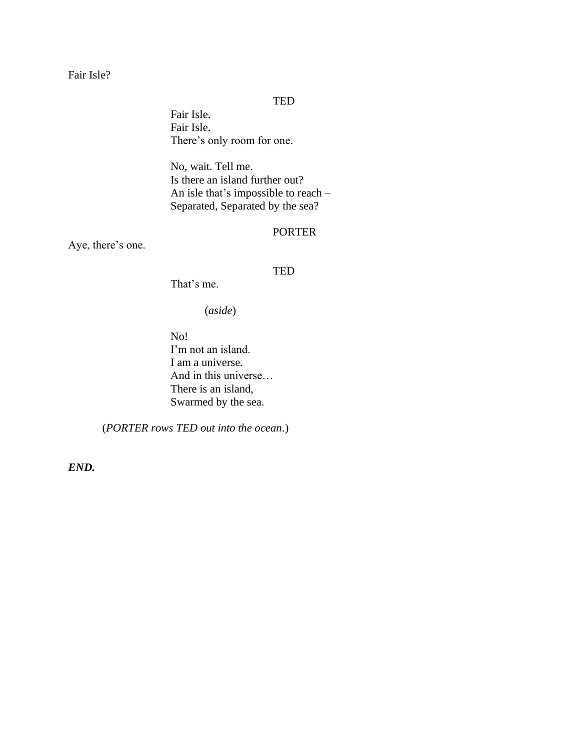Fair Isle?

TED

Fair Isle.  
Fair Isle.  
There's only room for one.

No, wait. Tell me.  
Is there an island further out?  
An isle that's impossible to reach –  
Separated, Separated by the sea?

PORTER

Aye, there's one.

TED

That's me.

(*aside*)

No!  
I'm not an island.  
I am a universe.  
And in this universe…  
There is an island,  
Swarmed by the sea.

(*PORTER rows TED out into the ocean*.)

***END.***